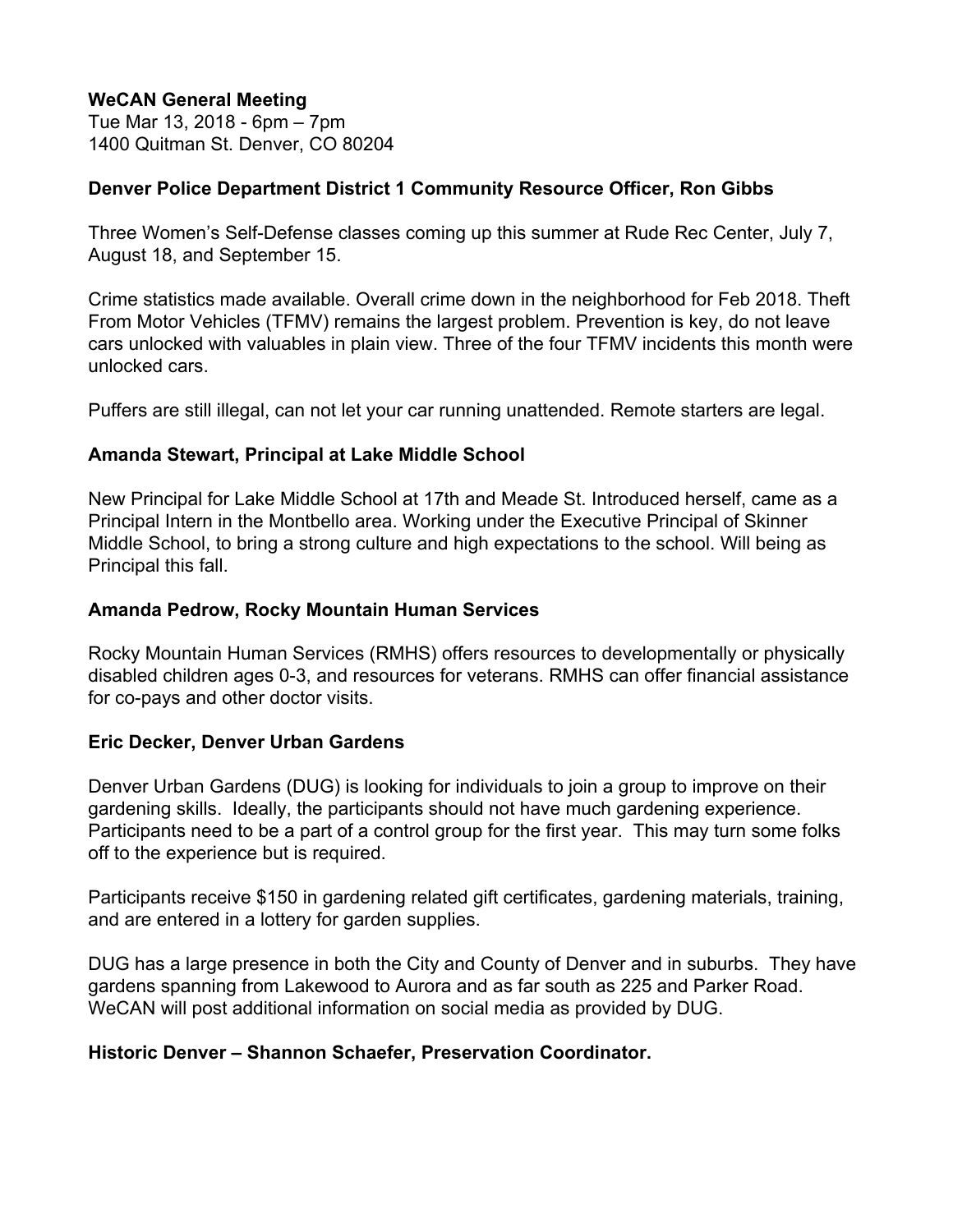**WeCAN General Meeting**
Tue Mar 13, 2018 - 6pm – 7pm
1400 Quitman St. Denver, CO 80204

**Denver Police Department District 1 Community Resource Officer, Ron Gibbs**

Three Women's Self-Defense classes coming up this summer at Rude Rec Center, July 7, August 18, and September 15.

Crime statistics made available. Overall crime down in the neighborhood for Feb 2018. Theft From Motor Vehicles (TFMV) remains the largest problem. Prevention is key, do not leave cars unlocked with valuables in plain view. Three of the four TFMV incidents this month were unlocked cars.

Puffers are still illegal, can not let your car running unattended. Remote starters are legal.

**Amanda Stewart, Principal at Lake Middle School**

New Principal for Lake Middle School at 17th and Meade St. Introduced herself, came as a Principal Intern in the Montbello area. Working under the Executive Principal of Skinner Middle School, to bring a strong culture and high expectations to the school. Will being as Principal this fall.

**Amanda Pedrow, Rocky Mountain Human Services**

Rocky Mountain Human Services (RMHS) offers resources to developmentally or physically disabled children ages 0-3, and resources for veterans. RMHS can offer financial assistance for co-pays and other doctor visits.

**Eric Decker, Denver Urban Gardens**

Denver Urban Gardens (DUG) is looking for individuals to join a group to improve on their gardening skills. Ideally, the participants should not have much gardening experience. Participants need to be a part of a control group for the first year. This may turn some folks off to the experience but is required.

Participants receive $150 in gardening related gift certificates, gardening materials, training, and are entered in a lottery for garden supplies.

DUG has a large presence in both the City and County of Denver and in suburbs. They have gardens spanning from Lakewood to Aurora and as far south as 225 and Parker Road. WeCAN will post additional information on social media as provided by DUG.

**Historic Denver – Shannon Schaefer, Preservation Coordinator.**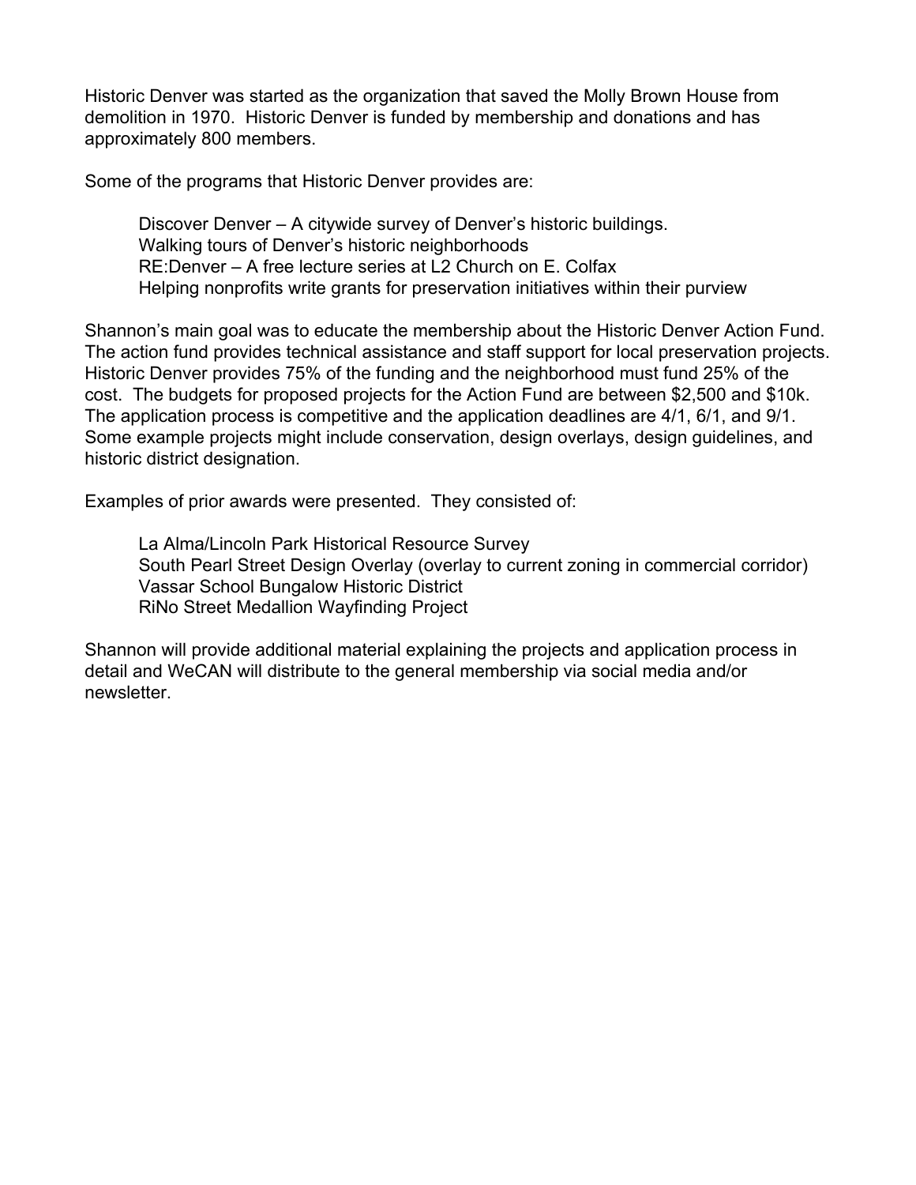Historic Denver was started as the organization that saved the Molly Brown House from demolition in 1970. Historic Denver is funded by membership and donations and has approximately 800 members.

Some of the programs that Historic Denver provides are:

- Discover Denver – A citywide survey of Denver's historic buildings.
- Walking tours of Denver's historic neighborhoods
- RE:Denver – A free lecture series at L2 Church on E. Colfax
- Helping nonprofits write grants for preservation initiatives within their purview

Shannon's main goal was to educate the membership about the Historic Denver Action Fund. The action fund provides technical assistance and staff support for local preservation projects. Historic Denver provides 75% of the funding and the neighborhood must fund 25% of the cost. The budgets for proposed projects for the Action Fund are between $2,500 and $10k. The application process is competitive and the application deadlines are 4/1, 6/1, and 9/1. Some example projects might include conservation, design overlays, design guidelines, and historic district designation.

Examples of prior awards were presented. They consisted of:

- La Alma/Lincoln Park Historical Resource Survey
- South Pearl Street Design Overlay (overlay to current zoning in commercial corridor)
- Vassar School Bungalow Historic District
- RiNo Street Medallion Wayfinding Project

Shannon will provide additional material explaining the projects and application process in detail and WeCAN will distribute to the general membership via social media and/or newsletter.